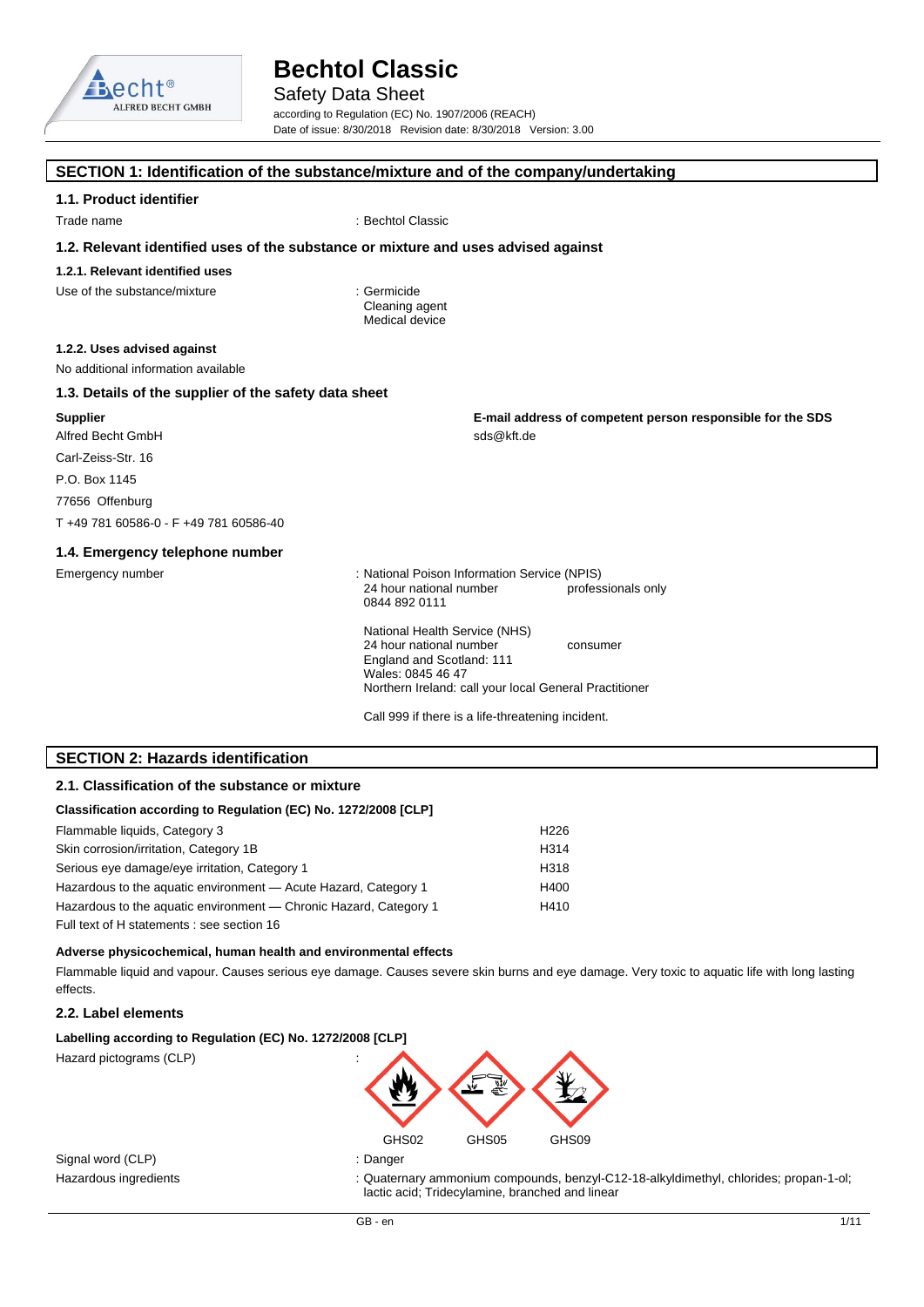# Bechtol Classic

Safety Data Sheet

according to Regulation (EC) No. 1907/2006 (REACH)

Date of issue: 8/30/2018 Revision date: 8/30/2018 Version: 3.00

## SECTION 1: Identification of the substance/mixture and of the company/undertaking

### 1.1. Product identifier

Trade name : Bechtol Classic

### 1.2. Relevant identified uses of the substance or mixture and uses advised against

#### 1.2.1. Relevant identified uses

Use of the substance/mixture : Germicide
Cleaning agent
Medical device

#### 1.2.2. Uses advised against

No additional information available

### 1.3. Details of the supplier of the safety data sheet

**Supplier**

Alfred Becht GmbH

Carl-Zeiss-Str. 16

P.O. Box 1145

77656 Offenburg

T +49 781 60586-0 - F +49 781 60586-40

**E-mail address of competent person responsible for the SDS**

sds@kft.de

### 1.4. Emergency telephone number

Emergency number : National Poison Information Service (NPIS)
24 hour national number — professionals only
0844 892 0111

National Health Service (NHS)
24 hour national number — consumer
England and Scotland: 111
Wales: 0845 46 47
Northern Ireland: call your local General Practitioner

Call 999 if there is a life-threatening incident.

## SECTION 2: Hazards identification

### 2.1. Classification of the substance or mixture

**Classification according to Regulation (EC) No. 1272/2008 [CLP]**

| | |
|---|---|
| Flammable liquids, Category 3 | H226 |
| Skin corrosion/irritation, Category 1B | H314 |
| Serious eye damage/eye irritation, Category 1 | H318 |
| Hazardous to the aquatic environment — Acute Hazard, Category 1 | H400 |
| Hazardous to the aquatic environment — Chronic Hazard, Category 1 | H410 |

Full text of H statements : see section 16

**Adverse physicochemical, human health and environmental effects**

Flammable liquid and vapour. Causes serious eye damage. Causes severe skin burns and eye damage. Very toxic to aquatic life with long lasting effects.

### 2.2. Label elements

**Labelling according to Regulation (EC) No. 1272/2008 [CLP]**

Hazard pictograms (CLP) :

GHS02 GHS05 GHS09

Signal word (CLP) : Danger

Hazardous ingredients : Quaternary ammonium compounds, benzyl-C12-18-alkyldimethyl, chlorides; propan-1-ol; lactic acid; Tridecylamine, branched and linear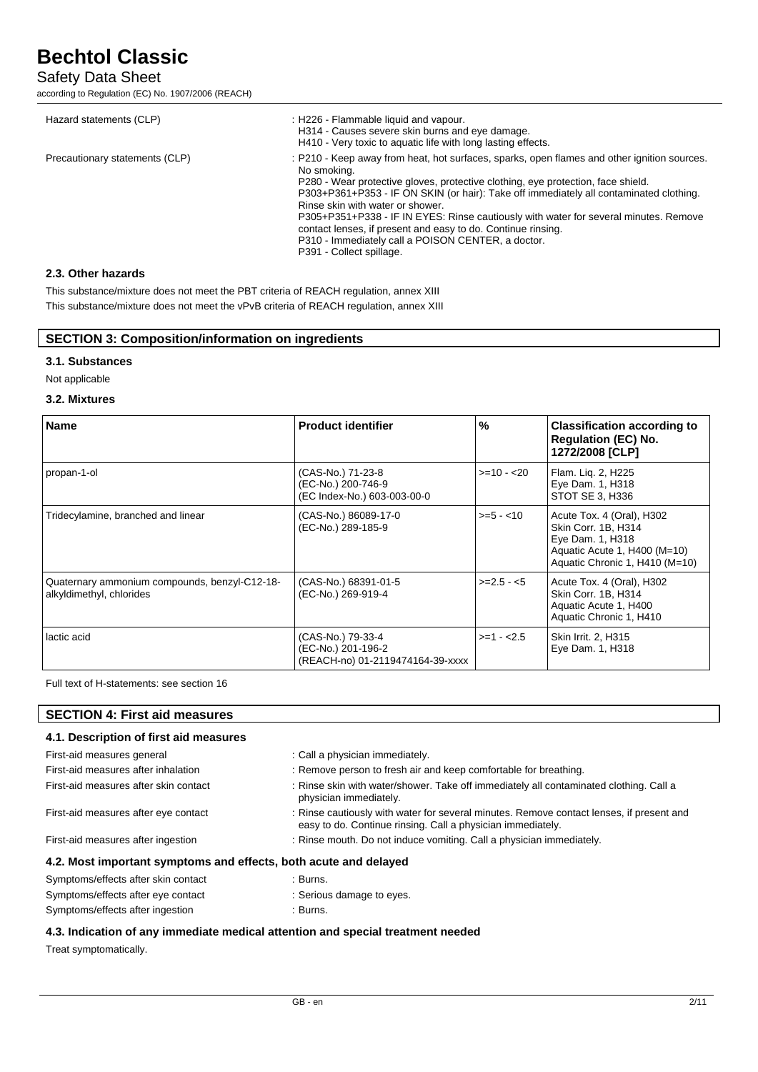| | |
|---|---|
| Hazard statements (CLP) | : H226 - Flammable liquid and vapour.<br>H314 - Causes severe skin burns and eye damage.<br>H410 - Very toxic to aquatic life with long lasting effects. |
| Precautionary statements (CLP) | : P210 - Keep away from heat, hot surfaces, sparks, open flames and other ignition sources. No smoking.<br>P280 - Wear protective gloves, protective clothing, eye protection, face shield.<br>P303+P361+P353 - IF ON SKIN (or hair): Take off immediately all contaminated clothing. Rinse skin with water or shower.<br>P305+P351+P338 - IF IN EYES: Rinse cautiously with water for several minutes. Remove contact lenses, if present and easy to do. Continue rinsing.<br>P310 - Immediately call a POISON CENTER, a doctor.<br>P391 - Collect spillage. |

### 2.3. Other hazards

This substance/mixture does not meet the PBT criteria of REACH regulation, annex XIII

This substance/mixture does not meet the vPvB criteria of REACH regulation, annex XIII

## SECTION 3: Composition/information on ingredients

### 3.1. Substances

Not applicable

### 3.2. Mixtures

| Name | Product identifier | % | Classification according to Regulation (EC) No. 1272/2008 [CLP] |
|---|---|---|---|
| propan-1-ol | (CAS-No.) 71-23-8<br>(EC-No.) 200-746-9<br>(EC Index-No.) 603-003-00-0 | >=10 - <20 | Flam. Liq. 2, H225<br>Eye Dam. 1, H318<br>STOT SE 3, H336 |
| Tridecylamine, branched and linear | (CAS-No.) 86089-17-0<br>(EC-No.) 289-185-9 | >=5 - <10 | Acute Tox. 4 (Oral), H302<br>Skin Corr. 1B, H314<br>Eye Dam. 1, H318<br>Aquatic Acute 1, H400 (M=10)<br>Aquatic Chronic 1, H410 (M=10) |
| Quaternary ammonium compounds, benzyl-C12-18-alkyldimethyl, chlorides | (CAS-No.) 68391-01-5<br>(EC-No.) 269-919-4 | >=2.5 - <5 | Acute Tox. 4 (Oral), H302<br>Skin Corr. 1B, H314<br>Aquatic Acute 1, H400<br>Aquatic Chronic 1, H410 |
| lactic acid | (CAS-No.) 79-33-4<br>(EC-No.) 201-196-2<br>(REACH-no) 01-2119474164-39-xxxx | >=1 - <2.5 | Skin Irrit. 2, H315<br>Eye Dam. 1, H318 |

Full text of H-statements: see section 16

## SECTION 4: First aid measures

### 4.1. Description of first aid measures

| | |
|---|---|
| First-aid measures general | : Call a physician immediately. |
| First-aid measures after inhalation | : Remove person to fresh air and keep comfortable for breathing. |
| First-aid measures after skin contact | : Rinse skin with water/shower. Take off immediately all contaminated clothing. Call a physician immediately. |
| First-aid measures after eye contact | : Rinse cautiously with water for several minutes. Remove contact lenses, if present and easy to do. Continue rinsing. Call a physician immediately. |
| First-aid measures after ingestion | : Rinse mouth. Do not induce vomiting. Call a physician immediately. |

### 4.2. Most important symptoms and effects, both acute and delayed

| | |
|---|---|
| Symptoms/effects after skin contact | : Burns. |
| Symptoms/effects after eye contact | : Serious damage to eyes. |
| Symptoms/effects after ingestion | : Burns. |

### 4.3. Indication of any immediate medical attention and special treatment needed

Treat symptomatically.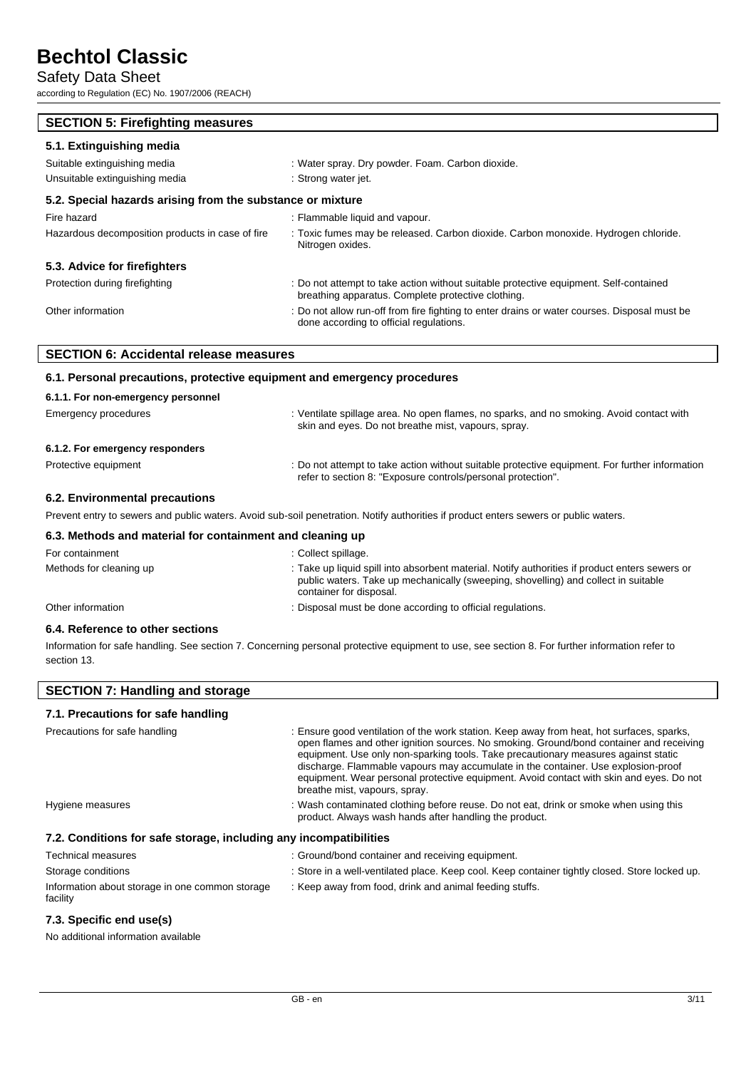## SECTION 5: Firefighting measures

### 5.1. Extinguishing media

| | |
|---|---|
| Suitable extinguishing media | : Water spray. Dry powder. Foam. Carbon dioxide. |
| Unsuitable extinguishing media | : Strong water jet. |

### 5.2. Special hazards arising from the substance or mixture

| | |
|---|---|
| Fire hazard | : Flammable liquid and vapour. |
| Hazardous decomposition products in case of fire | : Toxic fumes may be released. Carbon dioxide. Carbon monoxide. Hydrogen chloride. Nitrogen oxides. |

### 5.3. Advice for firefighters

| | |
|---|---|
| Protection during firefighting | : Do not attempt to take action without suitable protective equipment. Self-contained breathing apparatus. Complete protective clothing. |
| Other information | : Do not allow run-off from fire fighting to enter drains or water courses. Disposal must be done according to official regulations. |

## SECTION 6: Accidental release measures

### 6.1. Personal precautions, protective equipment and emergency procedures

#### 6.1.1. For non-emergency personnel

| | |
|---|---|
| Emergency procedures | : Ventilate spillage area. No open flames, no sparks, and no smoking. Avoid contact with skin and eyes. Do not breathe mist, vapours, spray. |

#### 6.1.2. For emergency responders

| | |
|---|---|
| Protective equipment | : Do not attempt to take action without suitable protective equipment. For further information refer to section 8: "Exposure controls/personal protection". |

### 6.2. Environmental precautions

Prevent entry to sewers and public waters. Avoid sub-soil penetration. Notify authorities if product enters sewers or public waters.

### 6.3. Methods and material for containment and cleaning up

| | |
|---|---|
| For containment | : Collect spillage. |
| Methods for cleaning up | : Take up liquid spill into absorbent material. Notify authorities if product enters sewers or public waters. Take up mechanically (sweeping, shovelling) and collect in suitable container for disposal. |
| Other information | : Disposal must be done according to official regulations. |

### 6.4. Reference to other sections

Information for safe handling. See section 7. Concerning personal protective equipment to use, see section 8. For further information refer to section 13.

## SECTION 7: Handling and storage

### 7.1. Precautions for safe handling

| | |
|---|---|
| Precautions for safe handling | : Ensure good ventilation of the work station. Keep away from heat, hot surfaces, sparks, open flames and other ignition sources. No smoking. Ground/bond container and receiving equipment. Use only non-sparking tools. Take precautionary measures against static discharge. Flammable vapours may accumulate in the container. Use explosion-proof equipment. Wear personal protective equipment. Avoid contact with skin and eyes. Do not breathe mist, vapours, spray. |
| Hygiene measures | : Wash contaminated clothing before reuse. Do not eat, drink or smoke when using this product. Always wash hands after handling the product. |

### 7.2. Conditions for safe storage, including any incompatibilities

| | |
|---|---|
| Technical measures | : Ground/bond container and receiving equipment. |
| Storage conditions | : Store in a well-ventilated place. Keep cool. Keep container tightly closed. Store locked up. |
| Information about storage in one common storage facility | : Keep away from food, drink and animal feeding stuffs. |

### 7.3. Specific end use(s)

No additional information available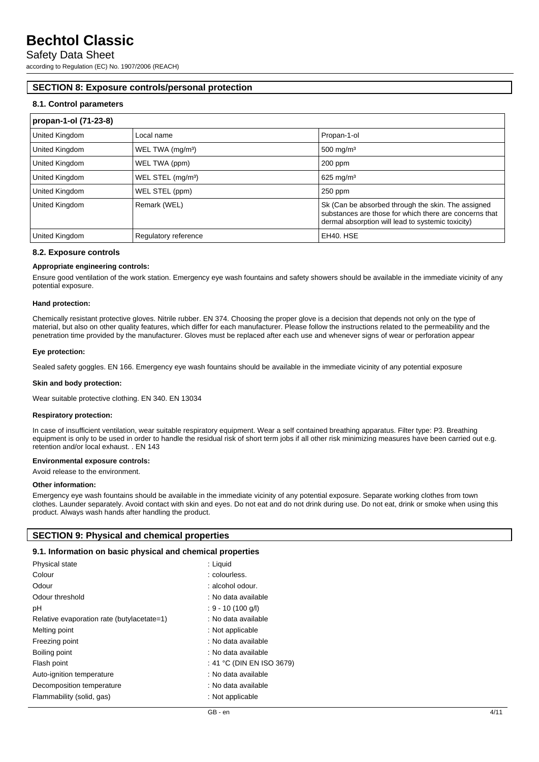## SECTION 8: Exposure controls/personal protection

### 8.1. Control parameters

| propan-1-ol (71-23-8) | | |
|---|---|---|
| United Kingdom | Local name | Propan-1-ol |
| United Kingdom | WEL TWA (mg/m³) | 500 mg/m³ |
| United Kingdom | WEL TWA (ppm) | 200 ppm |
| United Kingdom | WEL STEL (mg/m³) | 625 mg/m³ |
| United Kingdom | WEL STEL (ppm) | 250 ppm |
| United Kingdom | Remark (WEL) | Sk (Can be absorbed through the skin. The assigned substances are those for which there are concerns that dermal absorption will lead to systemic toxicity) |
| United Kingdom | Regulatory reference | EH40. HSE |

### 8.2. Exposure controls

**Appropriate engineering controls:**

Ensure good ventilation of the work station. Emergency eye wash fountains and safety showers should be available in the immediate vicinity of any potential exposure.

**Hand protection:**

Chemically resistant protective gloves. Nitrile rubber. EN 374. Choosing the proper glove is a decision that depends not only on the type of material, but also on other quality features, which differ for each manufacturer. Please follow the instructions related to the permeability and the penetration time provided by the manufacturer. Gloves must be replaced after each use and whenever signs of wear or perforation appear

**Eye protection:**

Sealed safety goggles. EN 166. Emergency eye wash fountains should be available in the immediate vicinity of any potential exposure

**Skin and body protection:**

Wear suitable protective clothing. EN 340. EN 13034

**Respiratory protection:**

In case of insufficient ventilation, wear suitable respiratory equipment. Wear a self contained breathing apparatus. Filter type: P3. Breathing equipment is only to be used in order to handle the residual risk of short term jobs if all other risk minimizing measures have been carried out e.g. retention and/or local exhaust. . EN 143

**Environmental exposure controls:**

Avoid release to the environment.

**Other information:**

Emergency eye wash fountains should be available in the immediate vicinity of any potential exposure. Separate working clothes from town clothes. Launder separately. Avoid contact with skin and eyes. Do not eat and do not drink during use. Do not eat, drink or smoke when using this product. Always wash hands after handling the product.

## SECTION 9: Physical and chemical properties

### 9.1. Information on basic physical and chemical properties

| | |
|---|---|
| Physical state | : Liquid |
| Colour | : colourless. |
| Odour | : alcohol odour. |
| Odour threshold | : No data available |
| pH | : 9 - 10 (100 g/l) |
| Relative evaporation rate (butylacetate=1) | : No data available |
| Melting point | : Not applicable |
| Freezing point | : No data available |
| Boiling point | : No data available |
| Flash point | : 41 °C (DIN EN ISO 3679) |
| Auto-ignition temperature | : No data available |
| Decomposition temperature | : No data available |
| Flammability (solid, gas) | : Not applicable |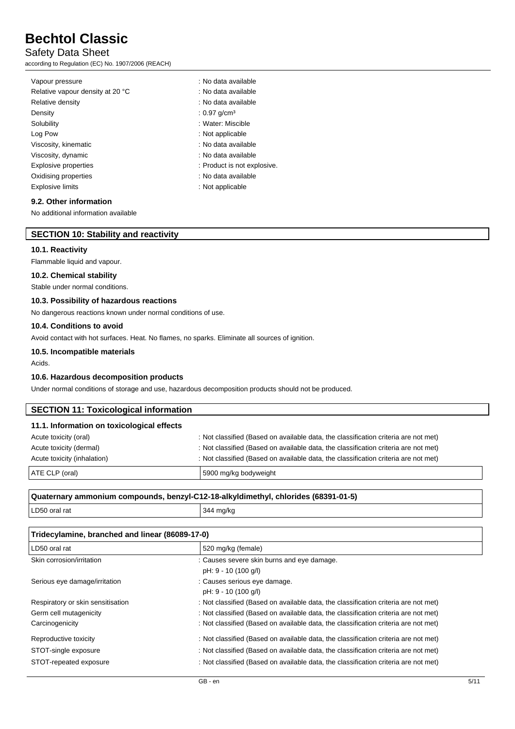| | |
|---|---|
| Vapour pressure | : No data available |
| Relative vapour density at 20 °C | : No data available |
| Relative density | : No data available |
| Density | : 0.97 g/cm³ |
| Solubility | : Water: Miscible |
| Log Pow | : Not applicable |
| Viscosity, kinematic | : No data available |
| Viscosity, dynamic | : No data available |
| Explosive properties | : Product is not explosive. |
| Oxidising properties | : No data available |
| Explosive limits | : Not applicable |

### 9.2. Other information

No additional information available

## SECTION 10: Stability and reactivity

### 10.1. Reactivity

Flammable liquid and vapour.

### 10.2. Chemical stability

Stable under normal conditions.

### 10.3. Possibility of hazardous reactions

No dangerous reactions known under normal conditions of use.

### 10.4. Conditions to avoid

Avoid contact with hot surfaces. Heat. No flames, no sparks. Eliminate all sources of ignition.

### 10.5. Incompatible materials

Acids.

### 10.6. Hazardous decomposition products

Under normal conditions of storage and use, hazardous decomposition products should not be produced.

## SECTION 11: Toxicological information

### 11.1. Information on toxicological effects

| | |
|---|---|
| Acute toxicity (oral) | : Not classified (Based on available data, the classification criteria are not met) |
| Acute toxicity (dermal) | : Not classified (Based on available data, the classification criteria are not met) |
| Acute toxicity (inhalation) | : Not classified (Based on available data, the classification criteria are not met) |

| ATE CLP (oral) | 5900 mg/kg bodyweight |
|---|---|

| Quaternary ammonium compounds, benzyl-C12-18-alkyldimethyl, chlorides (68391-01-5) | |
|---|---|
| LD50 oral rat | 344 mg/kg |

| Tridecylamine, branched and linear (86089-17-0) | |
|---|---|
| LD50 oral rat | 520 mg/kg (female) |

| | |
|---|---|
| Skin corrosion/irritation | : Causes severe skin burns and eye damage.<br>pH: 9 - 10 (100 g/l) |
| Serious eye damage/irritation | : Causes serious eye damage.<br>pH: 9 - 10 (100 g/l) |
| Respiratory or skin sensitisation | : Not classified (Based on available data, the classification criteria are not met) |
| Germ cell mutagenicity | : Not classified (Based on available data, the classification criteria are not met) |
| Carcinogenicity | : Not classified (Based on available data, the classification criteria are not met) |
| Reproductive toxicity | : Not classified (Based on available data, the classification criteria are not met) |
| STOT-single exposure | : Not classified (Based on available data, the classification criteria are not met) |
| STOT-repeated exposure | : Not classified (Based on available data, the classification criteria are not met) |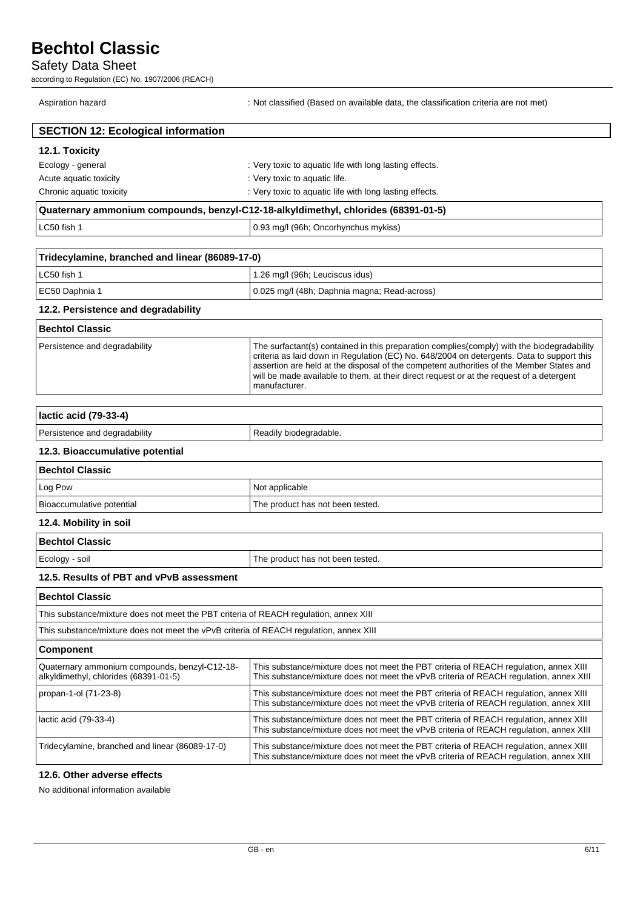Aspiration hazard : Not classified (Based on available data, the classification criteria are not met)

## SECTION 12: Ecological information

### 12.1. Toxicity

Ecology - general : Very toxic to aquatic life with long lasting effects.

Acute aquatic toxicity : Very toxic to aquatic life.

Chronic aquatic toxicity : Very toxic to aquatic life with long lasting effects.

| Quaternary ammonium compounds, benzyl-C12-18-alkyldimethyl, chlorides (68391-01-5) | |
|---|---|
| LC50 fish 1 | 0.93 mg/l (96h; Oncorhynchus mykiss) |

| Tridecylamine, branched and linear (86089-17-0) | |
|---|---|
| LC50 fish 1 | 1.26 mg/l (96h; Leuciscus idus) |
| EC50 Daphnia 1 | 0.025 mg/l (48h; Daphnia magna; Read-across) |

### 12.2. Persistence and degradability

| Bechtol Classic | |
|---|---|
| Persistence and degradability | The surfactant(s) contained in this preparation complies(comply) with the biodegradability criteria as laid down in Regulation (EC) No. 648/2004 on detergents. Data to support this assertion are held at the disposal of the competent authorities of the Member States and will be made available to them, at their direct request or at the request of a detergent manufacturer. |

| lactic acid (79-33-4) | |
|---|---|
| Persistence and degradability | Readily biodegradable. |

### 12.3. Bioaccumulative potential

| Bechtol Classic | |
|---|---|
| Log Pow | Not applicable |
| Bioaccumulative potential | The product has not been tested. |

### 12.4. Mobility in soil

| Bechtol Classic | |
|---|---|
| Ecology - soil | The product has not been tested. |

### 12.5. Results of PBT and vPvB assessment

| Bechtol Classic | |
|---|---|
| This substance/mixture does not meet the PBT criteria of REACH regulation, annex XIII | |
| This substance/mixture does not meet the vPvB criteria of REACH regulation, annex XIII | |
| **Component** | |
| Quaternary ammonium compounds, benzyl-C12-18-alkyldimethyl, chlorides (68391-01-5) | This substance/mixture does not meet the PBT criteria of REACH regulation, annex XIII This substance/mixture does not meet the vPvB criteria of REACH regulation, annex XIII |
| propan-1-ol (71-23-8) | This substance/mixture does not meet the PBT criteria of REACH regulation, annex XIII This substance/mixture does not meet the vPvB criteria of REACH regulation, annex XIII |
| lactic acid (79-33-4) | This substance/mixture does not meet the PBT criteria of REACH regulation, annex XIII This substance/mixture does not meet the vPvB criteria of REACH regulation, annex XIII |
| Tridecylamine, branched and linear (86089-17-0) | This substance/mixture does not meet the PBT criteria of REACH regulation, annex XIII This substance/mixture does not meet the vPvB criteria of REACH regulation, annex XIII |

### 12.6. Other adverse effects

No additional information available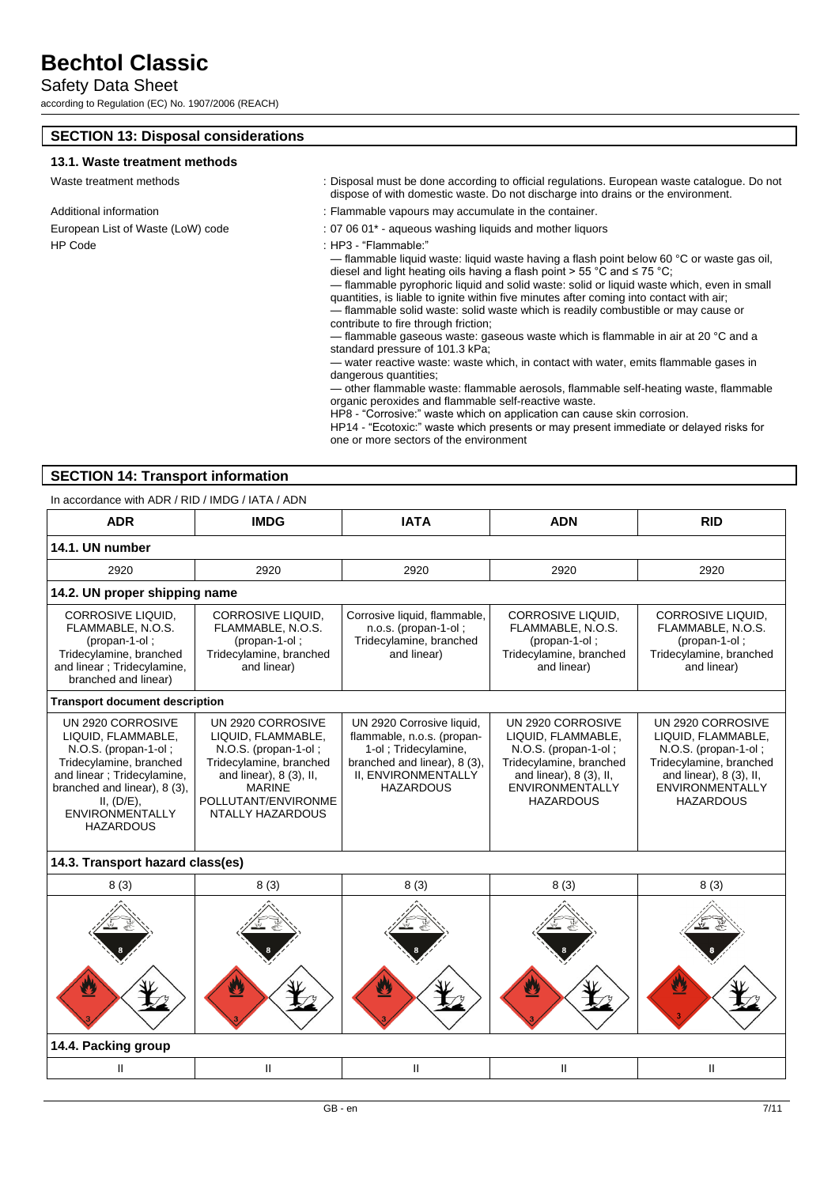# Bechtol Classic

Safety Data Sheet

according to Regulation (EC) No. 1907/2006 (REACH)

## SECTION 13: Disposal considerations

### 13.1. Waste treatment methods

| | |
|---|---|
| Waste treatment methods | : Disposal must be done according to official regulations. European waste catalogue. Do not dispose of with domestic waste. Do not discharge into drains or the environment. |
| Additional information | : Flammable vapours may accumulate in the container. |
| European List of Waste (LoW) code | : 07 06 01* - aqueous washing liquids and mother liquors |
| HP Code | : HP3 - "Flammable:"<br>— flammable liquid waste: liquid waste having a flash point below 60 °C or waste gas oil, diesel and light heating oils having a flash point > 55 °C and ≤ 75 °C;<br>— flammable pyrophoric liquid and solid waste: solid or liquid waste which, even in small quantities, is liable to ignite within five minutes after coming into contact with air;<br>— flammable solid waste: solid waste which is readily combustible or may cause or contribute to fire through friction;<br>— flammable gaseous waste: gaseous waste which is flammable in air at 20 °C and a standard pressure of 101.3 kPa;<br>— water reactive waste: waste which, in contact with water, emits flammable gases in dangerous quantities;<br>— other flammable waste: flammable aerosols, flammable self-heating waste, flammable organic peroxides and flammable self-reactive waste.<br>HP8 - "Corrosive:" waste which on application can cause skin corrosion.<br>HP14 - "Ecotoxic:" waste which presents or may present immediate or delayed risks for one or more sectors of the environment |

## SECTION 14: Transport information

In accordance with ADR / RID / IMDG / IATA / ADN

| ADR | IMDG | IATA | ADN | RID |
|---|---|---|---|---|
| **14.1. UN number** | | | | |
| 2920 | 2920 | 2920 | 2920 | 2920 |
| **14.2. UN proper shipping name** | | | | |
| CORROSIVE LIQUID, FLAMMABLE, N.O.S. (propan-1-ol ; Tridecylamine, branched and linear ; Tridecylamine, branched and linear) | CORROSIVE LIQUID, FLAMMABLE, N.O.S. (propan-1-ol ; Tridecylamine, branched and linear) | Corrosive liquid, flammable, n.o.s. (propan-1-ol ; Tridecylamine, branched and linear) | CORROSIVE LIQUID, FLAMMABLE, N.O.S. (propan-1-ol ; Tridecylamine, branched and linear) | CORROSIVE LIQUID, FLAMMABLE, N.O.S. (propan-1-ol ; Tridecylamine, branched and linear) |
| **Transport document description** | | | | |
| UN 2920 CORROSIVE LIQUID, FLAMMABLE, N.O.S. (propan-1-ol ; Tridecylamine, branched and linear ; Tridecylamine, branched and linear), 8 (3), II, (D/E), ENVIRONMENTALLY HAZARDOUS | UN 2920 CORROSIVE LIQUID, FLAMMABLE, N.O.S. (propan-1-ol ; Tridecylamine, branched and linear), 8 (3), II, MARINE POLLUTANT/ENVIRONMENTALLY HAZARDOUS | UN 2920 Corrosive liquid, flammable, n.o.s. (propan-1-ol ; Tridecylamine, branched and linear), 8 (3), II, ENVIRONMENTALLY HAZARDOUS | UN 2920 CORROSIVE LIQUID, FLAMMABLE, N.O.S. (propan-1-ol ; Tridecylamine, branched and linear), 8 (3), II, ENVIRONMENTALLY HAZARDOUS | UN 2920 CORROSIVE LIQUID, FLAMMABLE, N.O.S. (propan-1-ol ; Tridecylamine, branched and linear), 8 (3), II, ENVIRONMENTALLY HAZARDOUS |
| **14.3. Transport hazard class(es)** | | | | |
| 8 (3) | 8 (3) | 8 (3) | 8 (3) | 8 (3) |
| **14.4. Packing group** | | | | |
| II | II | II | II | II |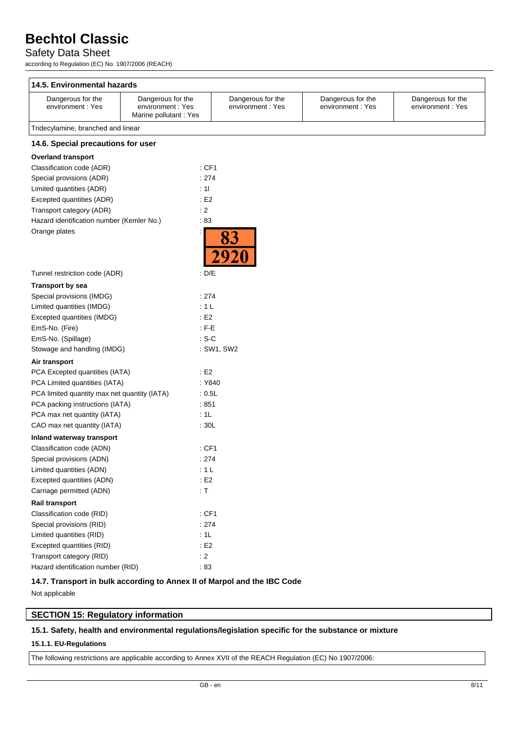### 14.5. Environmental hazards

| | | | | |
|---|---|---|---|---|
| Dangerous for the environment : Yes | Dangerous for the environment : Yes<br>Marine pollutant : Yes | Dangerous for the environment : Yes | Dangerous for the environment : Yes | Dangerous for the environment : Yes |
| Tridecylamine, branched and linear | | | | |

### 14.6. Special precautions for user

**Overland transport**

| | |
|---|---|
| Classification code (ADR) | : CF1 |
| Special provisions (ADR) | : 274 |
| Limited quantities (ADR) | : 1l |
| Excepted quantities (ADR) | : E2 |
| Transport category (ADR) | : 2 |
| Hazard identification number (Kemler No.) | : 83 |
| Orange plates | : 83 / 2920 |
| Tunnel restriction code (ADR) | : D/E |

**Transport by sea**

| | |
|---|---|
| Special provisions (IMDG) | : 274 |
| Limited quantities (IMDG) | : 1 L |
| Excepted quantities (IMDG) | : E2 |
| EmS-No. (Fire) | : F-E |
| EmS-No. (Spillage) | : S-C |
| Stowage and handling (IMDG) | : SW1, SW2 |

**Air transport**

| | |
|---|---|
| PCA Excepted quantities (IATA) | : E2 |
| PCA Limited quantities (IATA) | : Y840 |
| PCA limited quantity max net quantity (IATA) | : 0.5L |
| PCA packing instructions (IATA) | : 851 |
| PCA max net quantity (IATA) | : 1L |
| CAO max net quantity (IATA) | : 30L |

**Inland waterway transport**

| | |
|---|---|
| Classification code (ADN) | : CF1 |
| Special provisions (ADN) | : 274 |
| Limited quantities (ADN) | : 1 L |
| Excepted quantities (ADN) | : E2 |
| Carriage permitted (ADN) | : T |

**Rail transport**

| | |
|---|---|
| Classification code (RID) | : CF1 |
| Special provisions (RID) | : 274 |
| Limited quantities (RID) | : 1L |
| Excepted quantities (RID) | : E2 |
| Transport category (RID) | : 2 |
| Hazard identification number (RID) | : 83 |

### 14.7. Transport in bulk according to Annex II of Marpol and the IBC Code

Not applicable

## SECTION 15: Regulatory information

### 15.1. Safety, health and environmental regulations/legislation specific for the substance or mixture

#### 15.1.1. EU-Regulations

The following restrictions are applicable according to Annex XVII of the REACH Regulation (EC) No 1907/2006: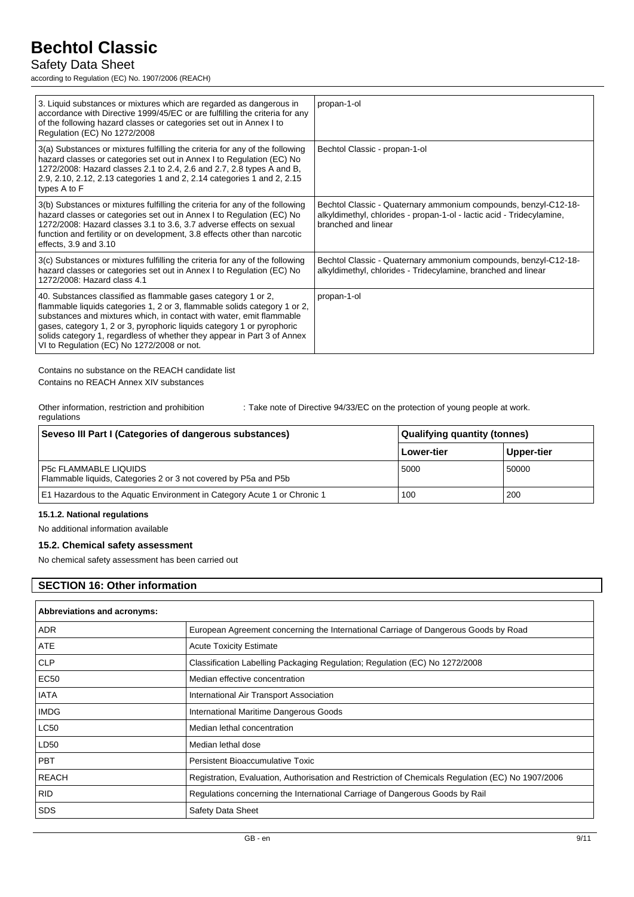| | |
|---|---|
| 3. Liquid substances or mixtures which are regarded as dangerous in accordance with Directive 1999/45/EC or are fulfilling the criteria for any of the following hazard classes or categories set out in Annex I to Regulation (EC) No 1272/2008 | propan-1-ol |
| 3(a) Substances or mixtures fulfilling the criteria for any of the following hazard classes or categories set out in Annex I to Regulation (EC) No 1272/2008: Hazard classes 2.1 to 2.4, 2.6 and 2.7, 2.8 types A and B, 2.9, 2.10, 2.12, 2.13 categories 1 and 2, 2.14 categories 1 and 2, 2.15 types A to F | Bechtol Classic - propan-1-ol |
| 3(b) Substances or mixtures fulfilling the criteria for any of the following hazard classes or categories set out in Annex I to Regulation (EC) No 1272/2008: Hazard classes 3.1 to 3.6, 3.7 adverse effects on sexual function and fertility or on development, 3.8 effects other than narcotic effects, 3.9 and 3.10 | Bechtol Classic - Quaternary ammonium compounds, benzyl-C12-18-alkyldimethyl, chlorides - propan-1-ol - lactic acid - Tridecylamine, branched and linear |
| 3(c) Substances or mixtures fulfilling the criteria for any of the following hazard classes or categories set out in Annex I to Regulation (EC) No 1272/2008: Hazard class 4.1 | Bechtol Classic - Quaternary ammonium compounds, benzyl-C12-18-alkyldimethyl, chlorides - Tridecylamine, branched and linear |
| 40. Substances classified as flammable gases category 1 or 2, flammable liquids categories 1, 2 or 3, flammable solids category 1 or 2, substances and mixtures which, in contact with water, emit flammable gases, category 1, 2 or 3, pyrophoric liquids category 1 or pyrophoric solids category 1, regardless of whether they appear in Part 3 of Annex VI to Regulation (EC) No 1272/2008 or not. | propan-1-ol |

Contains no substance on the REACH candidate list

Contains no REACH Annex XIV substances

Other information, restriction and prohibition regulations : Take note of Directive 94/33/EC on the protection of young people at work.

| Seveso III Part I (Categories of dangerous substances) | Qualifying quantity (tonnes) | |
|---|---|---|
| | Lower-tier | Upper-tier |
| P5c FLAMMABLE LIQUIDS<br>Flammable liquids, Categories 2 or 3 not covered by P5a and P5b | 5000 | 50000 |
| E1 Hazardous to the Aquatic Environment in Category Acute 1 or Chronic 1 | 100 | 200 |

#### 15.1.2. National regulations

No additional information available

### 15.2. Chemical safety assessment

No chemical safety assessment has been carried out

## SECTION 16: Other information

| Abbreviations and acronyms: | |
|---|---|
| ADR | European Agreement concerning the International Carriage of Dangerous Goods by Road |
| ATE | Acute Toxicity Estimate |
| CLP | Classification Labelling Packaging Regulation; Regulation (EC) No 1272/2008 |
| EC50 | Median effective concentration |
| IATA | International Air Transport Association |
| IMDG | International Maritime Dangerous Goods |
| LC50 | Median lethal concentration |
| LD50 | Median lethal dose |
| PBT | Persistent Bioaccumulative Toxic |
| REACH | Registration, Evaluation, Authorisation and Restriction of Chemicals Regulation (EC) No 1907/2006 |
| RID | Regulations concerning the International Carriage of Dangerous Goods by Rail |
| SDS | Safety Data Sheet |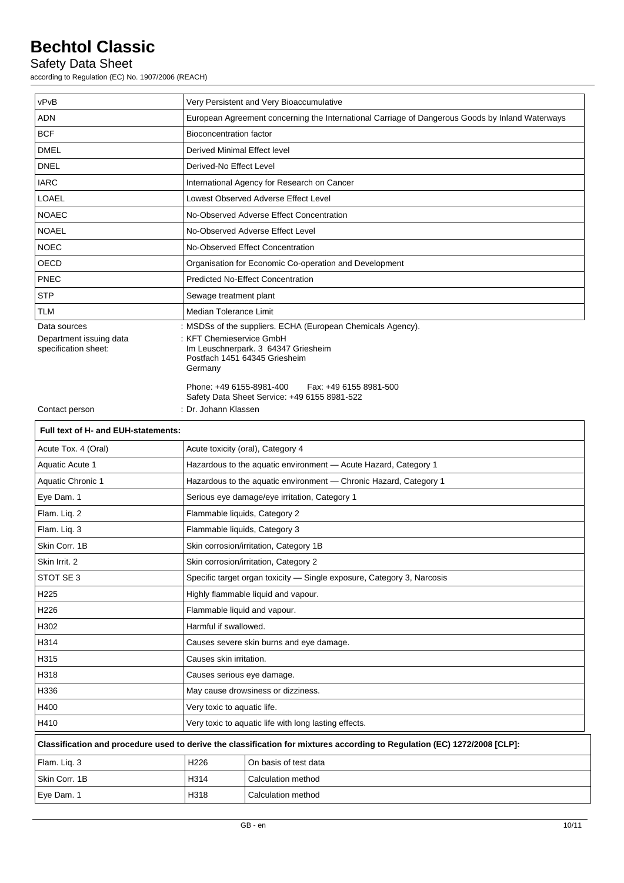| | |
|---|---|
| vPvB | Very Persistent and Very Bioaccumulative |
| ADN | European Agreement concerning the International Carriage of Dangerous Goods by Inland Waterways |
| BCF | Bioconcentration factor |
| DMEL | Derived Minimal Effect level |
| DNEL | Derived-No Effect Level |
| IARC | International Agency for Research on Cancer |
| LOAEL | Lowest Observed Adverse Effect Level |
| NOAEC | No-Observed Adverse Effect Concentration |
| NOAEL | No-Observed Adverse Effect Level |
| NOEC | No-Observed Effect Concentration |
| OECD | Organisation for Economic Co-operation and Development |
| PNEC | Predicted No-Effect Concentration |
| STP | Sewage treatment plant |
| TLM | Median Tolerance Limit |

Data sources : MSDSs of the suppliers. ECHA (European Chemicals Agency).

Department issuing data specification sheet: : KFT Chemieservice GmbH
Im Leuschnerpark. 3 64347 Griesheim
Postfach 1451 64345 Griesheim
Germany

Phone: +49 6155-8981-400 Fax: +49 6155 8981-500
Safety Data Sheet Service: +49 6155 8981-522

Contact person : Dr. Johann Klassen

| Full text of H- and EUH-statements: | |
|---|---|
| Acute Tox. 4 (Oral) | Acute toxicity (oral), Category 4 |
| Aquatic Acute 1 | Hazardous to the aquatic environment — Acute Hazard, Category 1 |
| Aquatic Chronic 1 | Hazardous to the aquatic environment — Chronic Hazard, Category 1 |
| Eye Dam. 1 | Serious eye damage/eye irritation, Category 1 |
| Flam. Liq. 2 | Flammable liquids, Category 2 |
| Flam. Liq. 3 | Flammable liquids, Category 3 |
| Skin Corr. 1B | Skin corrosion/irritation, Category 1B |
| Skin Irrit. 2 | Skin corrosion/irritation, Category 2 |
| STOT SE 3 | Specific target organ toxicity — Single exposure, Category 3, Narcosis |
| H225 | Highly flammable liquid and vapour. |
| H226 | Flammable liquid and vapour. |
| H302 | Harmful if swallowed. |
| H314 | Causes severe skin burns and eye damage. |
| H315 | Causes skin irritation. |
| H318 | Causes serious eye damage. |
| H336 | May cause drowsiness or dizziness. |
| H400 | Very toxic to aquatic life. |
| H410 | Very toxic to aquatic life with long lasting effects. |

| Classification and procedure used to derive the classification for mixtures according to Regulation (EC) 1272/2008 [CLP]: | | |
|---|---|---|
| Flam. Liq. 3 | H226 | On basis of test data |
| Skin Corr. 1B | H314 | Calculation method |
| Eye Dam. 1 | H318 | Calculation method |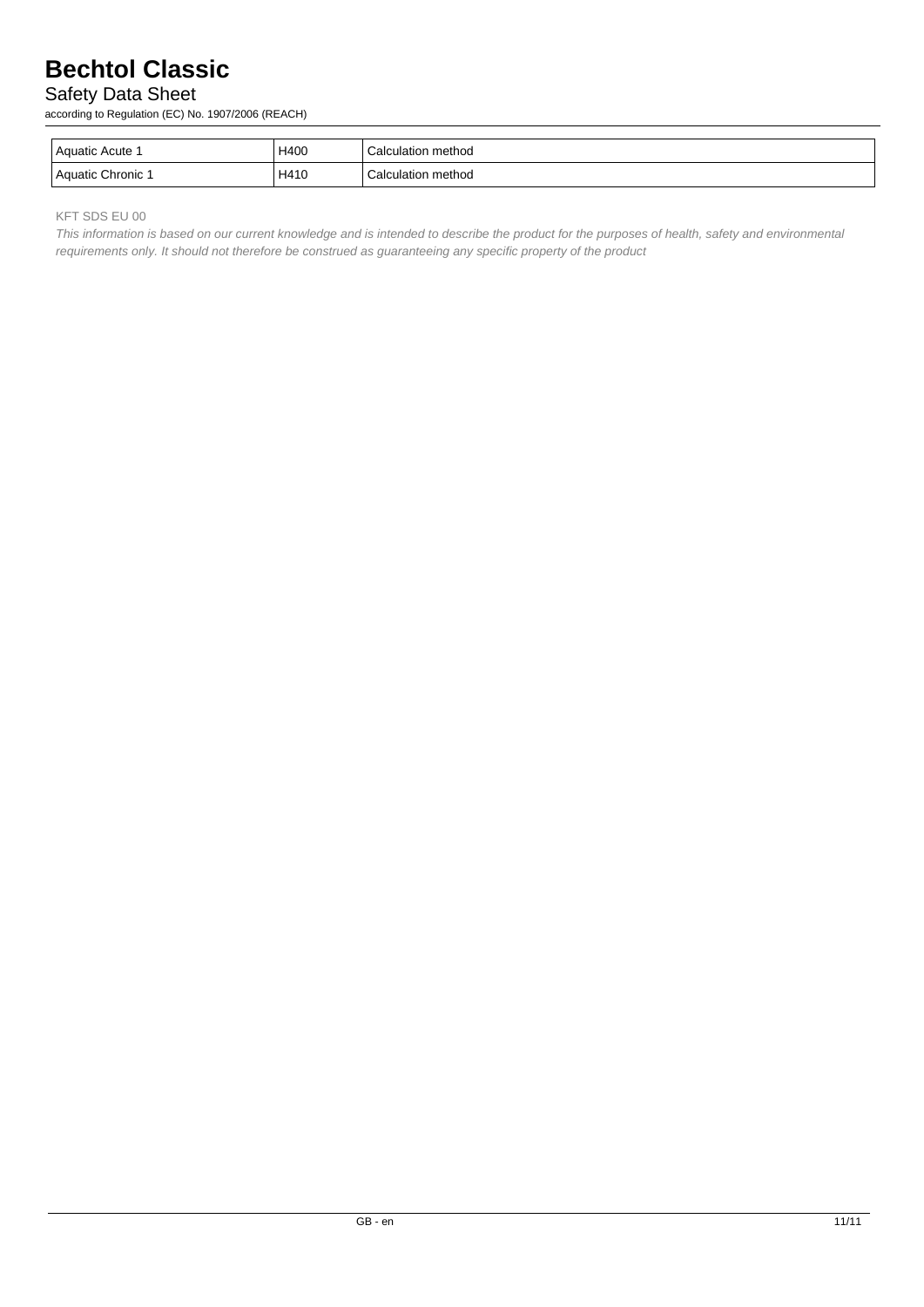| | | |
|---|---|---|
| Aquatic Acute 1 | H400 | Calculation method |
| Aquatic Chronic 1 | H410 | Calculation method |

KFT SDS EU 00

*This information is based on our current knowledge and is intended to describe the product for the purposes of health, safety and environmental requirements only. It should not therefore be construed as guaranteeing any specific property of the product*